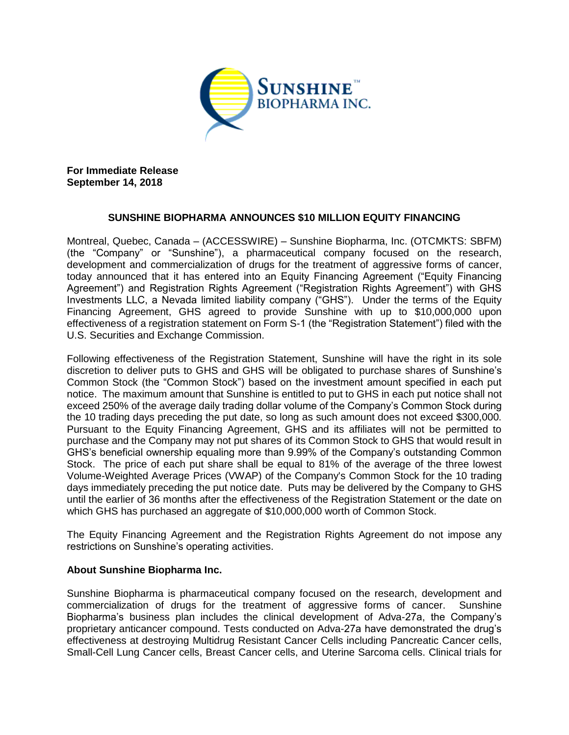**For Immediate Release**
**September 14, 2018**

# SUNSHINE BIOPHARMA ANNOUNCES $10 MILLION EQUITY FINANCING

Montreal, Quebec, Canada – (ACCESSWIRE) – Sunshine Biopharma, Inc. (OTCMKTS: SBFM) (the "Company" or "Sunshine"), a pharmaceutical company focused on the research, development and commercialization of drugs for the treatment of aggressive forms of cancer, today announced that it has entered into an Equity Financing Agreement ("Equity Financing Agreement") and Registration Rights Agreement ("Registration Rights Agreement") with GHS Investments LLC, a Nevada limited liability company ("GHS"). Under the terms of the Equity Financing Agreement, GHS agreed to provide Sunshine with up to $10,000,000 upon effectiveness of a registration statement on Form S-1 (the "Registration Statement") filed with the U.S. Securities and Exchange Commission.

Following effectiveness of the Registration Statement, Sunshine will have the right in its sole discretion to deliver puts to GHS and GHS will be obligated to purchase shares of Sunshine's Common Stock (the "Common Stock") based on the investment amount specified in each put notice. The maximum amount that Sunshine is entitled to put to GHS in each put notice shall not exceed 250% of the average daily trading dollar volume of the Company's Common Stock during the 10 trading days preceding the put date, so long as such amount does not exceed $300,000. Pursuant to the Equity Financing Agreement, GHS and its affiliates will not be permitted to purchase and the Company may not put shares of its Common Stock to GHS that would result in GHS's beneficial ownership equaling more than 9.99% of the Company's outstanding Common Stock. The price of each put share shall be equal to 81% of the average of the three lowest Volume-Weighted Average Prices (VWAP) of the Company's Common Stock for the 10 trading days immediately preceding the put notice date. Puts may be delivered by the Company to GHS until the earlier of 36 months after the effectiveness of the Registration Statement or the date on which GHS has purchased an aggregate of $10,000,000 worth of Common Stock.

The Equity Financing Agreement and the Registration Rights Agreement do not impose any restrictions on Sunshine's operating activities.

## About Sunshine Biopharma Inc.

Sunshine Biopharma is pharmaceutical company focused on the research, development and commercialization of drugs for the treatment of aggressive forms of cancer. Sunshine Biopharma's business plan includes the clinical development of Adva-27a, the Company's proprietary anticancer compound. Tests conducted on Adva-27a have demonstrated the drug's effectiveness at destroying Multidrug Resistant Cancer Cells including Pancreatic Cancer cells, Small-Cell Lung Cancer cells, Breast Cancer cells, and Uterine Sarcoma cells. Clinical trials for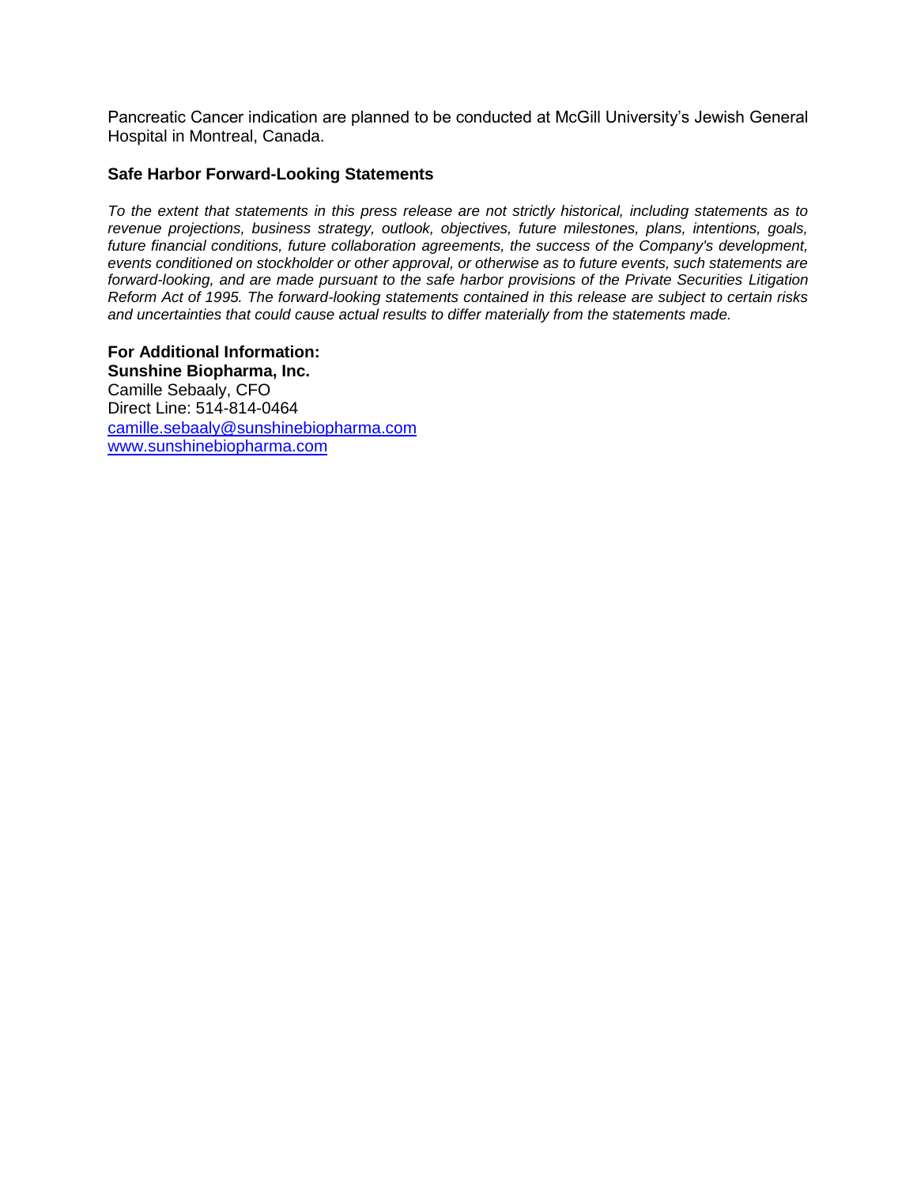Pancreatic Cancer indication are planned to be conducted at McGill University's Jewish General Hospital in Montreal, Canada.

### Safe Harbor Forward-Looking Statements

*To the extent that statements in this press release are not strictly historical, including statements as to revenue projections, business strategy, outlook, objectives, future milestones, plans, intentions, goals, future financial conditions, future collaboration agreements, the success of the Company's development, events conditioned on stockholder or other approval, or otherwise as to future events, such statements are forward-looking, and are made pursuant to the safe harbor provisions of the Private Securities Litigation Reform Act of 1995. The forward-looking statements contained in this release are subject to certain risks and uncertainties that could cause actual results to differ materially from the statements made.*

**For Additional Information:**
**Sunshine Biopharma, Inc.**
Camille Sebaaly, CFO
Direct Line: 514-814-0464
camille.sebaaly@sunshinebiopharma.com
www.sunshinebiopharma.com